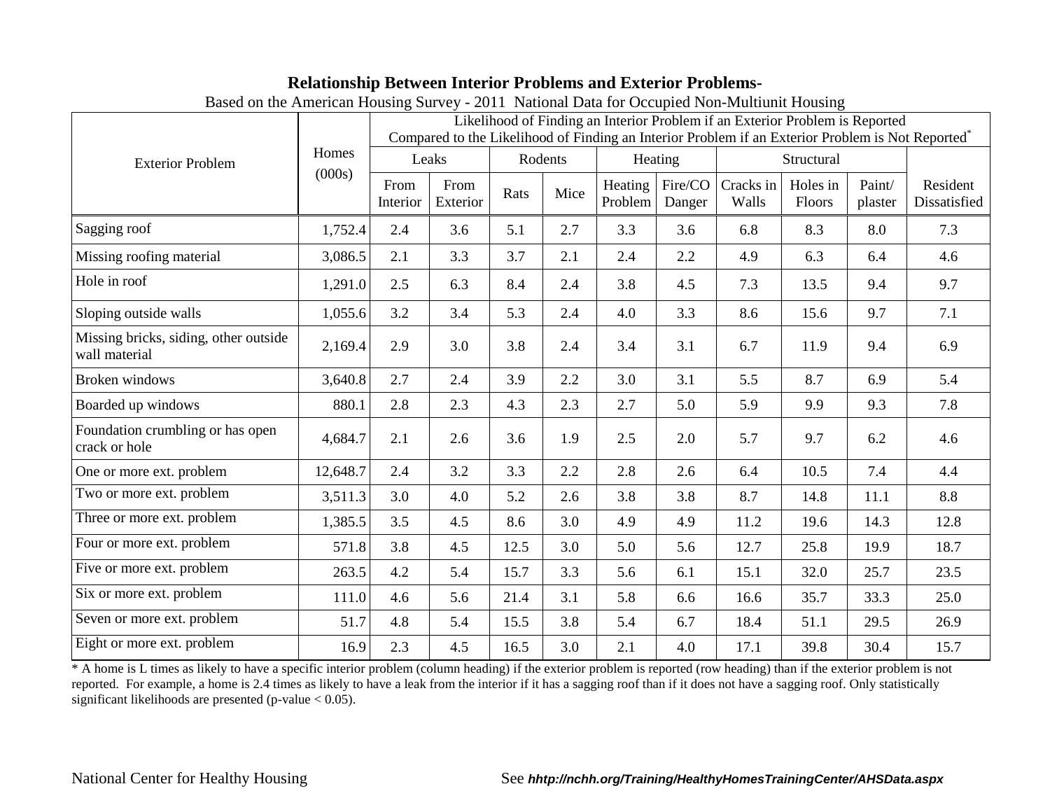## Relationship Between Interior Problems and Exterior Problems-

Based on the American Housing Survey - 2011 National Data for Occupied Non-Multiunit Housing

| Exterior Problem | Homes (000s) | Likelihood of Finding an Interior Problem if an Exterior Problem is Reported Compared to the Likelihood of Finding an Interior Problem if an Exterior Problem is Not Reported* | | | | | | | | | |
|---|---|---|---|---|---|---|---|---|---|---|---|
| | | Leaks | | Rodents | | Heating | | Structural | | | |
| | | From Interior | From Exterior | Rats | Mice | Heating Problem | Fire/CO Danger | Cracks in Walls | Holes in Floors | Paint/ plaster | Resident Dissatisfied |
| Sagging roof | 1,752.4 | 2.4 | 3.6 | 5.1 | 2.7 | 3.3 | 3.6 | 6.8 | 8.3 | 8.0 | 7.3 |
| Missing roofing material | 3,086.5 | 2.1 | 3.3 | 3.7 | 2.1 | 2.4 | 2.2 | 4.9 | 6.3 | 6.4 | 4.6 |
| Hole in roof | 1,291.0 | 2.5 | 6.3 | 8.4 | 2.4 | 3.8 | 4.5 | 7.3 | 13.5 | 9.4 | 9.7 |
| Sloping outside walls | 1,055.6 | 3.2 | 3.4 | 5.3 | 2.4 | 4.0 | 3.3 | 8.6 | 15.6 | 9.7 | 7.1 |
| Missing bricks, siding, other outside wall material | 2,169.4 | 2.9 | 3.0 | 3.8 | 2.4 | 3.4 | 3.1 | 6.7 | 11.9 | 9.4 | 6.9 |
| Broken windows | 3,640.8 | 2.7 | 2.4 | 3.9 | 2.2 | 3.0 | 3.1 | 5.5 | 8.7 | 6.9 | 5.4 |
| Boarded up windows | 880.1 | 2.8 | 2.3 | 4.3 | 2.3 | 2.7 | 5.0 | 5.9 | 9.9 | 9.3 | 7.8 |
| Foundation crumbling or has open crack or hole | 4,684.7 | 2.1 | 2.6 | 3.6 | 1.9 | 2.5 | 2.0 | 5.7 | 9.7 | 6.2 | 4.6 |
| One or more ext. problem | 12,648.7 | 2.4 | 3.2 | 3.3 | 2.2 | 2.8 | 2.6 | 6.4 | 10.5 | 7.4 | 4.4 |
| Two or more ext. problem | 3,511.3 | 3.0 | 4.0 | 5.2 | 2.6 | 3.8 | 3.8 | 8.7 | 14.8 | 11.1 | 8.8 |
| Three or more ext. problem | 1,385.5 | 3.5 | 4.5 | 8.6 | 3.0 | 4.9 | 4.9 | 11.2 | 19.6 | 14.3 | 12.8 |
| Four or more ext. problem | 571.8 | 3.8 | 4.5 | 12.5 | 3.0 | 5.0 | 5.6 | 12.7 | 25.8 | 19.9 | 18.7 |
| Five or more ext. problem | 263.5 | 4.2 | 5.4 | 15.7 | 3.3 | 5.6 | 6.1 | 15.1 | 32.0 | 25.7 | 23.5 |
| Six or more ext. problem | 111.0 | 4.6 | 5.6 | 21.4 | 3.1 | 5.8 | 6.6 | 16.6 | 35.7 | 33.3 | 25.0 |
| Seven or more ext. problem | 51.7 | 4.8 | 5.4 | 15.5 | 3.8 | 5.4 | 6.7 | 18.4 | 51.1 | 29.5 | 26.9 |
| Eight or more ext. problem | 16.9 | 2.3 | 4.5 | 16.5 | 3.0 | 2.1 | 4.0 | 17.1 | 39.8 | 30.4 | 15.7 |

* A home is L times as likely to have a specific interior problem (column heading) if the exterior problem is reported (row heading) than if the exterior problem is not reported. For example, a home is 2.4 times as likely to have a leak from the interior if it has a sagging roof than if it does not have a sagging roof. Only statistically significant likelihoods are presented (p-value $< 0.05$).

National Center for Healthy Housing

See ***hhtp://nchh.org/Training/HealthyHomesTrainingCenter/AHSData.aspx***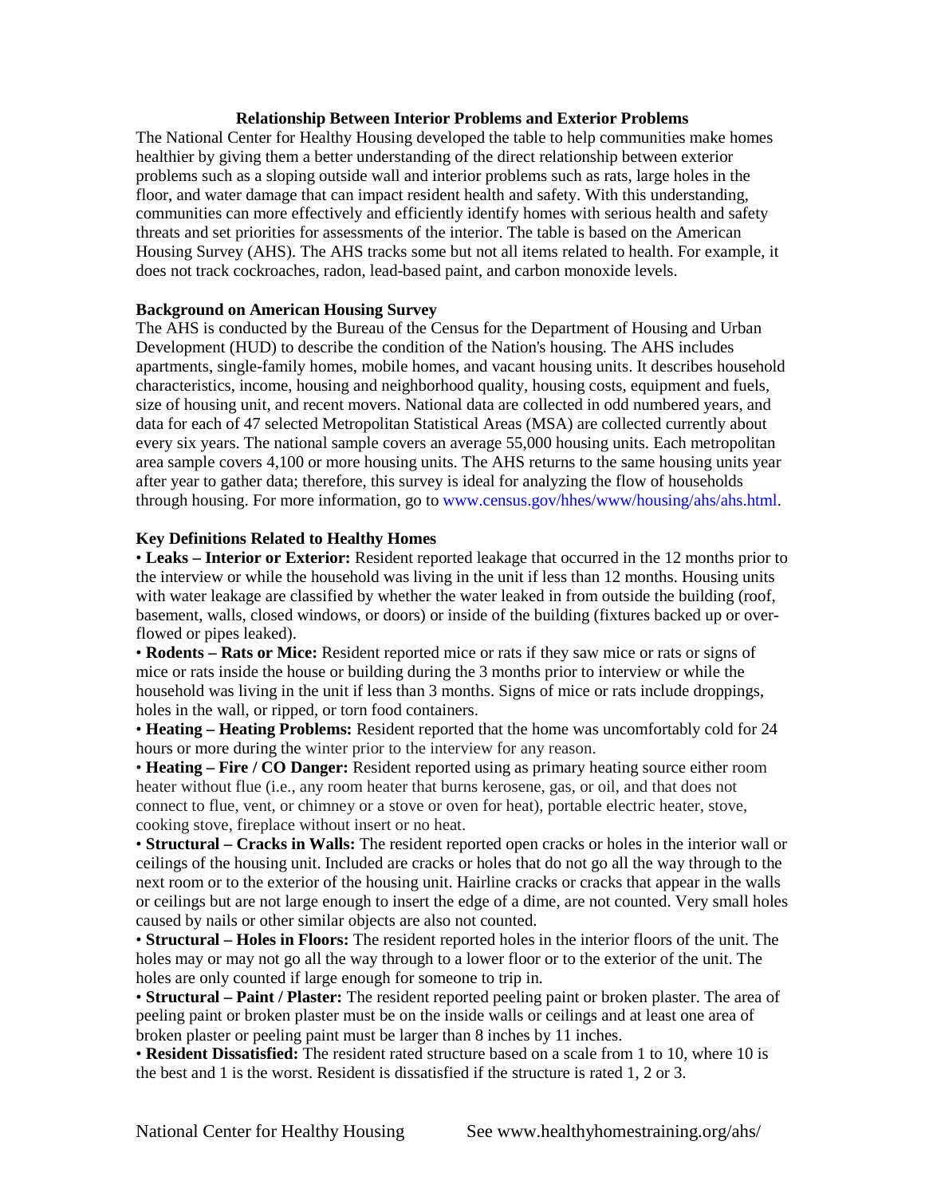## Relationship Between Interior Problems and Exterior Problems

The National Center for Healthy Housing developed the table to help communities make homes healthier by giving them a better understanding of the direct relationship between exterior problems such as a sloping outside wall and interior problems such as rats, large holes in the floor, and water damage that can impact resident health and safety. With this understanding, communities can more effectively and efficiently identify homes with serious health and safety threats and set priorities for assessments of the interior. The table is based on the American Housing Survey (AHS). The AHS tracks some but not all items related to health. For example, it does not track cockroaches, radon, lead-based paint, and carbon monoxide levels.

### Background on American Housing Survey

The AHS is conducted by the Bureau of the Census for the Department of Housing and Urban Development (HUD) to describe the condition of the Nation's housing. The AHS includes apartments, single-family homes, mobile homes, and vacant housing units. It describes household characteristics, income, housing and neighborhood quality, housing costs, equipment and fuels, size of housing unit, and recent movers. National data are collected in odd numbered years, and data for each of 47 selected Metropolitan Statistical Areas (MSA) are collected currently about every six years. The national sample covers an average 55,000 housing units. Each metropolitan area sample covers 4,100 or more housing units. The AHS returns to the same housing units year after year to gather data; therefore, this survey is ideal for analyzing the flow of households through housing. For more information, go to www.census.gov/hhes/www/housing/ahs/ahs.html.

### Key Definitions Related to Healthy Homes

- **Leaks – Interior or Exterior:** Resident reported leakage that occurred in the 12 months prior to the interview or while the household was living in the unit if less than 12 months. Housing units with water leakage are classified by whether the water leaked in from outside the building (roof, basement, walls, closed windows, or doors) or inside of the building (fixtures backed up or over-flowed or pipes leaked).
- **Rodents – Rats or Mice:** Resident reported mice or rats if they saw mice or rats or signs of mice or rats inside the house or building during the 3 months prior to interview or while the household was living in the unit if less than 3 months. Signs of mice or rats include droppings, holes in the wall, or ripped, or torn food containers.
- **Heating – Heating Problems:** Resident reported that the home was uncomfortably cold for 24 hours or more during the winter prior to the interview for any reason.
- **Heating – Fire / CO Danger:** Resident reported using as primary heating source either room heater without flue (i.e., any room heater that burns kerosene, gas, or oil, and that does not connect to flue, vent, or chimney or a stove or oven for heat), portable electric heater, stove, cooking stove, fireplace without insert or no heat.
- **Structural – Cracks in Walls:** The resident reported open cracks or holes in the interior wall or ceilings of the housing unit. Included are cracks or holes that do not go all the way through to the next room or to the exterior of the housing unit. Hairline cracks or cracks that appear in the walls or ceilings but are not large enough to insert the edge of a dime, are not counted. Very small holes caused by nails or other similar objects are also not counted.
- **Structural – Holes in Floors:** The resident reported holes in the interior floors of the unit. The holes may or may not go all the way through to a lower floor or to the exterior of the unit. The holes are only counted if large enough for someone to trip in.
- **Structural – Paint / Plaster:** The resident reported peeling paint or broken plaster. The area of peeling paint or broken plaster must be on the inside walls or ceilings and at least one area of broken plaster or peeling paint must be larger than 8 inches by 11 inches.
- **Resident Dissatisfied:** The resident rated structure based on a scale from 1 to 10, where 10 is the best and 1 is the worst. Resident is dissatisfied if the structure is rated 1, 2 or 3.